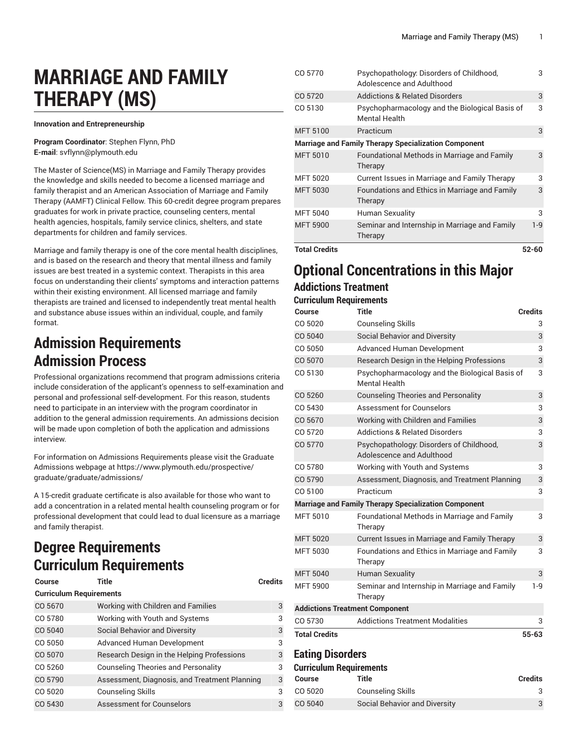// MARRIAGE AND FAMILY THERAPY (MS)

# MARRIAGE AND FAMILY THERAPY (MS)

**Innovation and Entrepreneurship**

**Program Coordinator**: Stephen Flynn, PhD
**E-mail**: svflynn@plymouth.edu

The Master of Science(MS) in Marriage and Family Therapy provides the knowledge and skills needed to become a licensed marriage and family therapist and an American Association of Marriage and Family Therapy (AAMFT) Clinical Fellow. This 60-credit degree program prepares graduates for work in private practice, counseling centers, mental health agencies, hospitals, family service clinics, shelters, and state departments for children and family services.

Marriage and family therapy is one of the core mental health disciplines, and is based on the research and theory that mental illness and family issues are best treated in a systemic context. Therapists in this area focus on understanding their clients' symptoms and interaction patterns within their existing environment. All licensed marriage and family therapists are trained and licensed to independently treat mental health and substance abuse issues within an individual, couple, and family format.

## Admission Requirements

## Admission Process

Professional organizations recommend that program admissions criteria include consideration of the applicant's openness to self-examination and personal and professional self-development. For this reason, students need to participate in an interview with the program coordinator in addition to the general admission requirements. An admissions decision will be made upon completion of both the application and admissions interview.

For information on Admissions Requirements please visit the Graduate Admissions webpage at https://www.plymouth.edu/prospective/graduate/graduate/admissions/

A 15-credit graduate certificate is also available for those who want to add a concentration in a related mental health counseling program or for professional development that could lead to dual licensure as a marriage and family therapist.

## Degree Requirements

## Curriculum Requirements

| Course | Title | Credits |
|---|---|---|
| **Curriculum Requirements** | | |
| CO 5670 | Working with Children and Families | 3 |
| CO 5780 | Working with Youth and Systems | 3 |
| CO 5040 | Social Behavior and Diversity | 3 |
| CO 5050 | Advanced Human Development | 3 |
| CO 5070 | Research Design in the Helping Professions | 3 |
| CO 5260 | Counseling Theories and Personality | 3 |
| CO 5790 | Assessment, Diagnosis, and Treatment Planning | 3 |
| CO 5020 | Counseling Skills | 3 |
| CO 5430 | Assessment for Counselors | 3 |
| CO 5770 | Psychopathology: Disorders of Childhood, Adolescence and Adulthood | 3 |
| CO 5720 | Addictions & Related Disorders | 3 |
| CO 5130 | Psychopharmacology and the Biological Basis of Mental Health | 3 |
| MFT 5100 | Practicum | 3 |
| **Marriage and Family Therapy Specialization Component** | | |
| MFT 5010 | Foundational Methods in Marriage and Family Therapy | 3 |
| MFT 5020 | Current Issues in Marriage and Family Therapy | 3 |
| MFT 5030 | Foundations and Ethics in Marriage and Family Therapy | 3 |
| MFT 5040 | Human Sexuality | 3 |
| MFT 5900 | Seminar and Internship in Marriage and Family Therapy | 1-9 |
| **Total Credits** | | **52-60** |

# Optional Concentrations in this Major

## Addictions Treatment

### Curriculum Requirements

| Course | Title | Credits |
|---|---|---|
| CO 5020 | Counseling Skills | 3 |
| CO 5040 | Social Behavior and Diversity | 3 |
| CO 5050 | Advanced Human Development | 3 |
| CO 5070 | Research Design in the Helping Professions | 3 |
| CO 5130 | Psychopharmacology and the Biological Basis of Mental Health | 3 |
| CO 5260 | Counseling Theories and Personality | 3 |
| CO 5430 | Assessment for Counselors | 3 |
| CO 5670 | Working with Children and Families | 3 |
| CO 5720 | Addictions & Related Disorders | 3 |
| CO 5770 | Psychopathology: Disorders of Childhood, Adolescence and Adulthood | 3 |
| CO 5780 | Working with Youth and Systems | 3 |
| CO 5790 | Assessment, Diagnosis, and Treatment Planning | 3 |
| CO 5100 | Practicum | 3 |
| **Marriage and Family Therapy Specialization Component** | | |
| MFT 5010 | Foundational Methods in Marriage and Family Therapy | 3 |
| MFT 5020 | Current Issues in Marriage and Family Therapy | 3 |
| MFT 5030 | Foundations and Ethics in Marriage and Family Therapy | 3 |
| MFT 5040 | Human Sexuality | 3 |
| MFT 5900 | Seminar and Internship in Marriage and Family Therapy | 1-9 |
| **Addictions Treatment Component** | | |
| CO 5730 | Addictions Treatment Modalities | 3 |
| **Total Credits** | | **55-63** |

## Eating Disorders

### Curriculum Requirements

| Course | Title | Credits |
|---|---|---|
| CO 5020 | Counseling Skills | 3 |
| CO 5040 | Social Behavior and Diversity | 3 |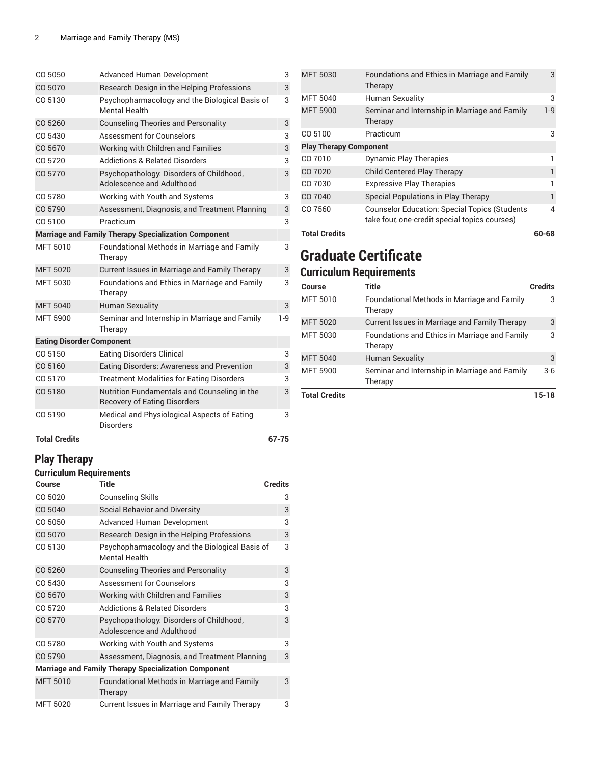| | | |
|---|---|---|
| CO 5050 | Advanced Human Development | 3 |
| CO 5070 | Research Design in the Helping Professions | 3 |
| CO 5130 | Psychopharmacology and the Biological Basis of Mental Health | 3 |
| CO 5260 | Counseling Theories and Personality | 3 |
| CO 5430 | Assessment for Counselors | 3 |
| CO 5670 | Working with Children and Families | 3 |
| CO 5720 | Addictions & Related Disorders | 3 |
| CO 5770 | Psychopathology: Disorders of Childhood, Adolescence and Adulthood | 3 |
| CO 5780 | Working with Youth and Systems | 3 |
| CO 5790 | Assessment, Diagnosis, and Treatment Planning | 3 |
| CO 5100 | Practicum | 3 |
| **Marriage and Family Therapy Specialization Component** | | |
| MFT 5010 | Foundational Methods in Marriage and Family Therapy | 3 |
| MFT 5020 | Current Issues in Marriage and Family Therapy | 3 |
| MFT 5030 | Foundations and Ethics in Marriage and Family Therapy | 3 |
| MFT 5040 | Human Sexuality | 3 |
| MFT 5900 | Seminar and Internship in Marriage and Family Therapy | 1-9 |
| **Eating Disorder Component** | | |
| CO 5150 | Eating Disorders Clinical | 3 |
| CO 5160 | Eating Disorders: Awareness and Prevention | 3 |
| CO 5170 | Treatment Modalities for Eating Disorders | 3 |
| CO 5180 | Nutrition Fundamentals and Counseling in the Recovery of Eating Disorders | 3 |
| CO 5190 | Medical and Physiological Aspects of Eating Disorders | 3 |
| **Total Credits** | | **67-75** |

## Play Therapy

### Curriculum Requirements

| Course | Title | Credits |
|---|---|---|
| CO 5020 | Counseling Skills | 3 |
| CO 5040 | Social Behavior and Diversity | 3 |
| CO 5050 | Advanced Human Development | 3 |
| CO 5070 | Research Design in the Helping Professions | 3 |
| CO 5130 | Psychopharmacology and the Biological Basis of Mental Health | 3 |
| CO 5260 | Counseling Theories and Personality | 3 |
| CO 5430 | Assessment for Counselors | 3 |
| CO 5670 | Working with Children and Families | 3 |
| CO 5720 | Addictions & Related Disorders | 3 |
| CO 5770 | Psychopathology: Disorders of Childhood, Adolescence and Adulthood | 3 |
| CO 5780 | Working with Youth and Systems | 3 |
| CO 5790 | Assessment, Diagnosis, and Treatment Planning | 3 |
| **Marriage and Family Therapy Specialization Component** | | |
| MFT 5010 | Foundational Methods in Marriage and Family Therapy | 3 |
| MFT 5020 | Current Issues in Marriage and Family Therapy | 3 |
| MFT 5030 | Foundations and Ethics in Marriage and Family Therapy | 3 |
| MFT 5040 | Human Sexuality | 3 |
| MFT 5900 | Seminar and Internship in Marriage and Family Therapy | 1-9 |
| CO 5100 | Practicum | 3 |
| **Play Therapy Component** | | |
| CO 7010 | Dynamic Play Therapies | 1 |
| CO 7020 | Child Centered Play Therapy | 1 |
| CO 7030 | Expressive Play Therapies | 1 |
| CO 7040 | Special Populations in Play Therapy | 1 |
| CO 7560 | Counselor Education: Special Topics (Students take four, one-credit special topics courses) | 4 |
| **Total Credits** | | **60-68** |

# Graduate Certificate

## Curriculum Requirements

| Course | Title | Credits |
|---|---|---|
| MFT 5010 | Foundational Methods in Marriage and Family Therapy | 3 |
| MFT 5020 | Current Issues in Marriage and Family Therapy | 3 |
| MFT 5030 | Foundations and Ethics in Marriage and Family Therapy | 3 |
| MFT 5040 | Human Sexuality | 3 |
| MFT 5900 | Seminar and Internship in Marriage and Family Therapy | 3-6 |
| **Total Credits** | | **15-18** |